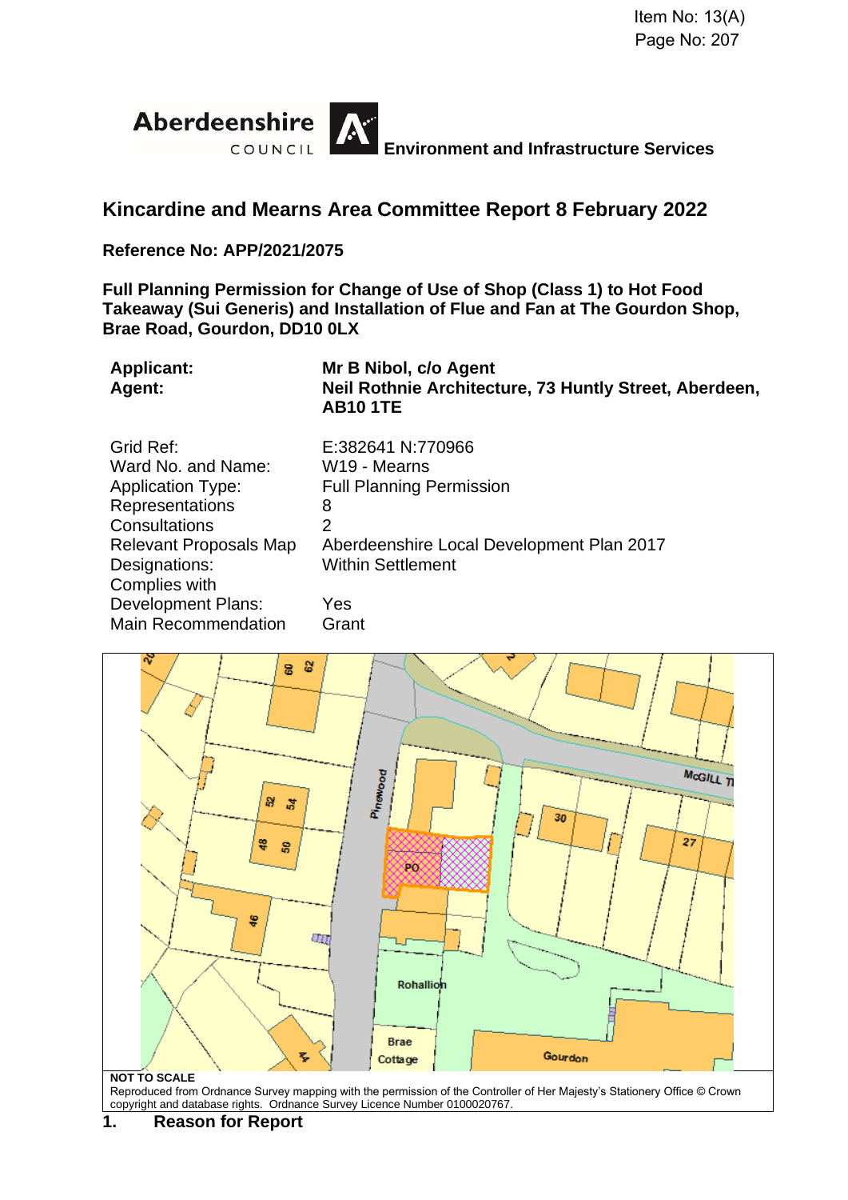Item No: 13(A)
Page No: 207

Aberdeenshire COUNCIL **Environment and Infrastructure Services**

## Kincardine and Mearns Area Committee Report 8 February 2022

**Reference No: APP/2021/2075**

**Full Planning Permission for Change of Use of Shop (Class 1) to Hot Food Takeaway (Sui Generis) and Installation of Flue and Fan at The Gourdon Shop, Brae Road, Gourdon, DD10 0LX**

| | |
|---|---|
| **Applicant:** | **Mr B Nibol, c/o Agent** |
| **Agent:** | **Neil Rothnie Architecture, 73 Huntly Street, Aberdeen, AB10 1TE** |

| | |
|---|---|
| Grid Ref: | E:382641 N:770966 |
| Ward No. and Name: | W19 - Mearns |
| Application Type: | Full Planning Permission |
| Representations | 8 |
| Consultations | 2 |
| Relevant Proposals Map | Aberdeenshire Local Development Plan 2017 |
| Designations: | Within Settlement |
| Complies with Development Plans: | Yes |
| Main Recommendation | Grant |

**NOT TO SCALE**

Reproduced from Ordnance Survey mapping with the permission of the Controller of Her Majesty's Stationery Office © Crown copyright and database rights. Ordnance Survey Licence Number 0100020767.

## 1. Reason for Report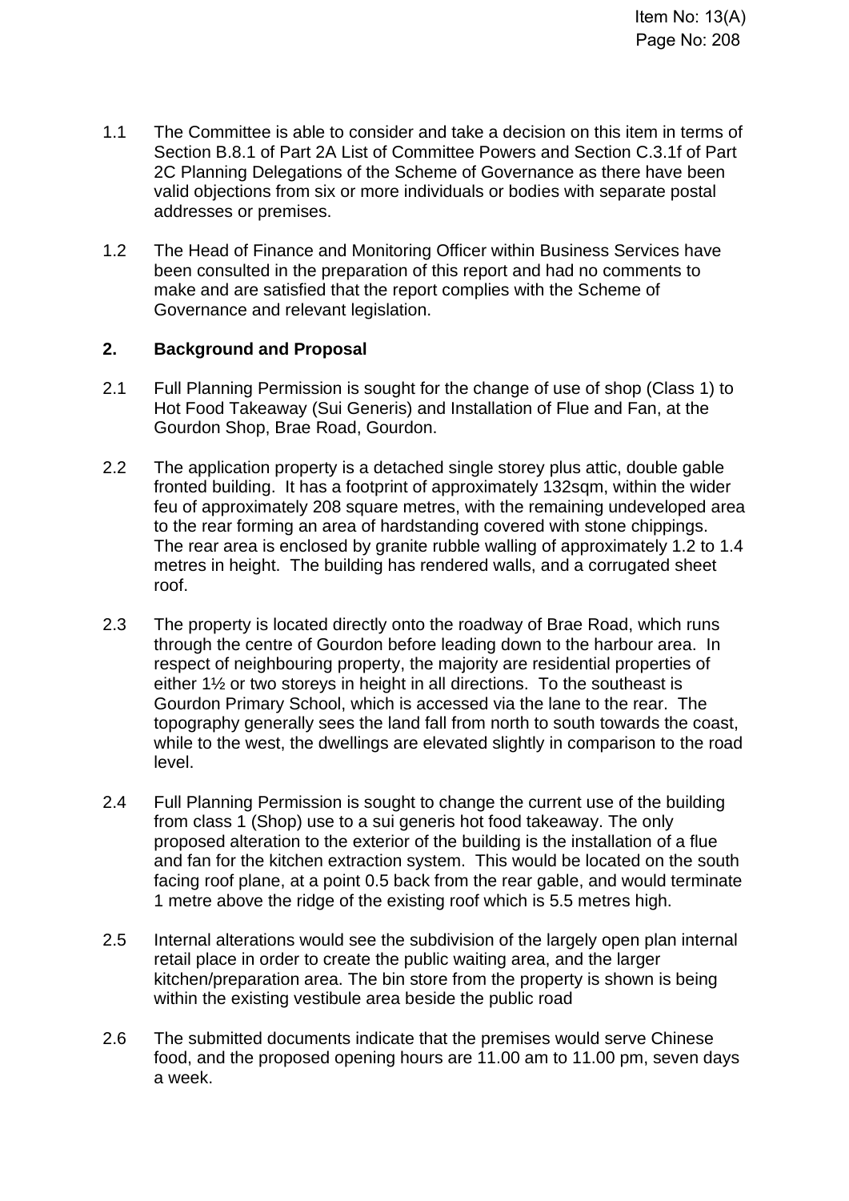1.1 The Committee is able to consider and take a decision on this item in terms of Section B.8.1 of Part 2A List of Committee Powers and Section C.3.1f of Part 2C Planning Delegations of the Scheme of Governance as there have been valid objections from six or more individuals or bodies with separate postal addresses or premises.

1.2 The Head of Finance and Monitoring Officer within Business Services have been consulted in the preparation of this report and had no comments to make and are satisfied that the report complies with the Scheme of Governance and relevant legislation.

## 2. Background and Proposal

2.1 Full Planning Permission is sought for the change of use of shop (Class 1) to Hot Food Takeaway (Sui Generis) and Installation of Flue and Fan, at the Gourdon Shop, Brae Road, Gourdon.

2.2 The application property is a detached single storey plus attic, double gable fronted building. It has a footprint of approximately 132sqm, within the wider feu of approximately 208 square metres, with the remaining undeveloped area to the rear forming an area of hardstanding covered with stone chippings. The rear area is enclosed by granite rubble walling of approximately 1.2 to 1.4 metres in height. The building has rendered walls, and a corrugated sheet roof.

2.3 The property is located directly onto the roadway of Brae Road, which runs through the centre of Gourdon before leading down to the harbour area. In respect of neighbouring property, the majority are residential properties of either 1½ or two storeys in height in all directions. To the southeast is Gourdon Primary School, which is accessed via the lane to the rear. The topography generally sees the land fall from north to south towards the coast, while to the west, the dwellings are elevated slightly in comparison to the road level.

2.4 Full Planning Permission is sought to change the current use of the building from class 1 (Shop) use to a sui generis hot food takeaway. The only proposed alteration to the exterior of the building is the installation of a flue and fan for the kitchen extraction system. This would be located on the south facing roof plane, at a point 0.5 back from the rear gable, and would terminate 1 metre above the ridge of the existing roof which is 5.5 metres high.

2.5 Internal alterations would see the subdivision of the largely open plan internal retail place in order to create the public waiting area, and the larger kitchen/preparation area. The bin store from the property is shown is being within the existing vestibule area beside the public road

2.6 The submitted documents indicate that the premises would serve Chinese food, and the proposed opening hours are 11.00 am to 11.00 pm, seven days a week.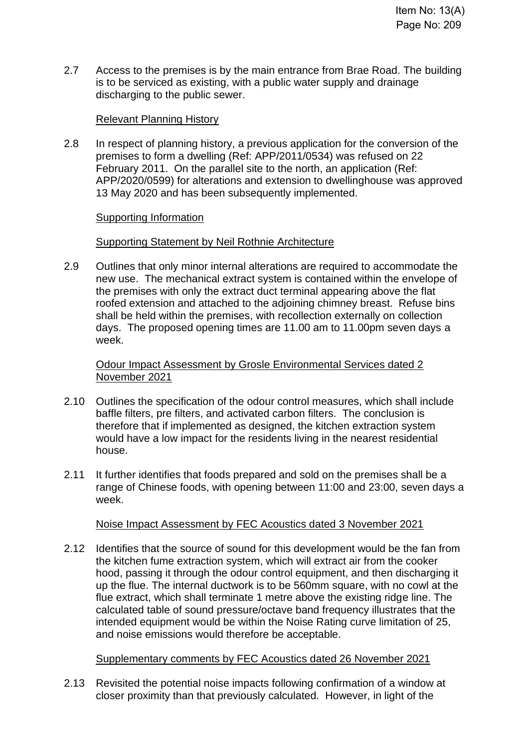2.7 Access to the premises is by the main entrance from Brae Road. The building is to be serviced as existing, with a public water supply and drainage discharging to the public sewer.

Relevant Planning History

2.8 In respect of planning history, a previous application for the conversion of the premises to form a dwelling (Ref: APP/2011/0534) was refused on 22 February 2011. On the parallel site to the north, an application (Ref: APP/2020/0599) for alterations and extension to dwellinghouse was approved 13 May 2020 and has been subsequently implemented.

Supporting Information

Supporting Statement by Neil Rothnie Architecture

2.9 Outlines that only minor internal alterations are required to accommodate the new use. The mechanical extract system is contained within the envelope of the premises with only the extract duct terminal appearing above the flat roofed extension and attached to the adjoining chimney breast. Refuse bins shall be held within the premises, with recollection externally on collection days. The proposed opening times are 11.00 am to 11.00pm seven days a week.

Odour Impact Assessment by Grosle Environmental Services dated 2 November 2021

2.10 Outlines the specification of the odour control measures, which shall include baffle filters, pre filters, and activated carbon filters. The conclusion is therefore that if implemented as designed, the kitchen extraction system would have a low impact for the residents living in the nearest residential house.

2.11 It further identifies that foods prepared and sold on the premises shall be a range of Chinese foods, with opening between 11:00 and 23:00, seven days a week.

Noise Impact Assessment by FEC Acoustics dated 3 November 2021

2.12 Identifies that the source of sound for this development would be the fan from the kitchen fume extraction system, which will extract air from the cooker hood, passing it through the odour control equipment, and then discharging it up the flue. The internal ductwork is to be 560mm square, with no cowl at the flue extract, which shall terminate 1 metre above the existing ridge line. The calculated table of sound pressure/octave band frequency illustrates that the intended equipment would be within the Noise Rating curve limitation of 25, and noise emissions would therefore be acceptable.

Supplementary comments by FEC Acoustics dated 26 November 2021

2.13 Revisited the potential noise impacts following confirmation of a window at closer proximity than that previously calculated. However, in light of the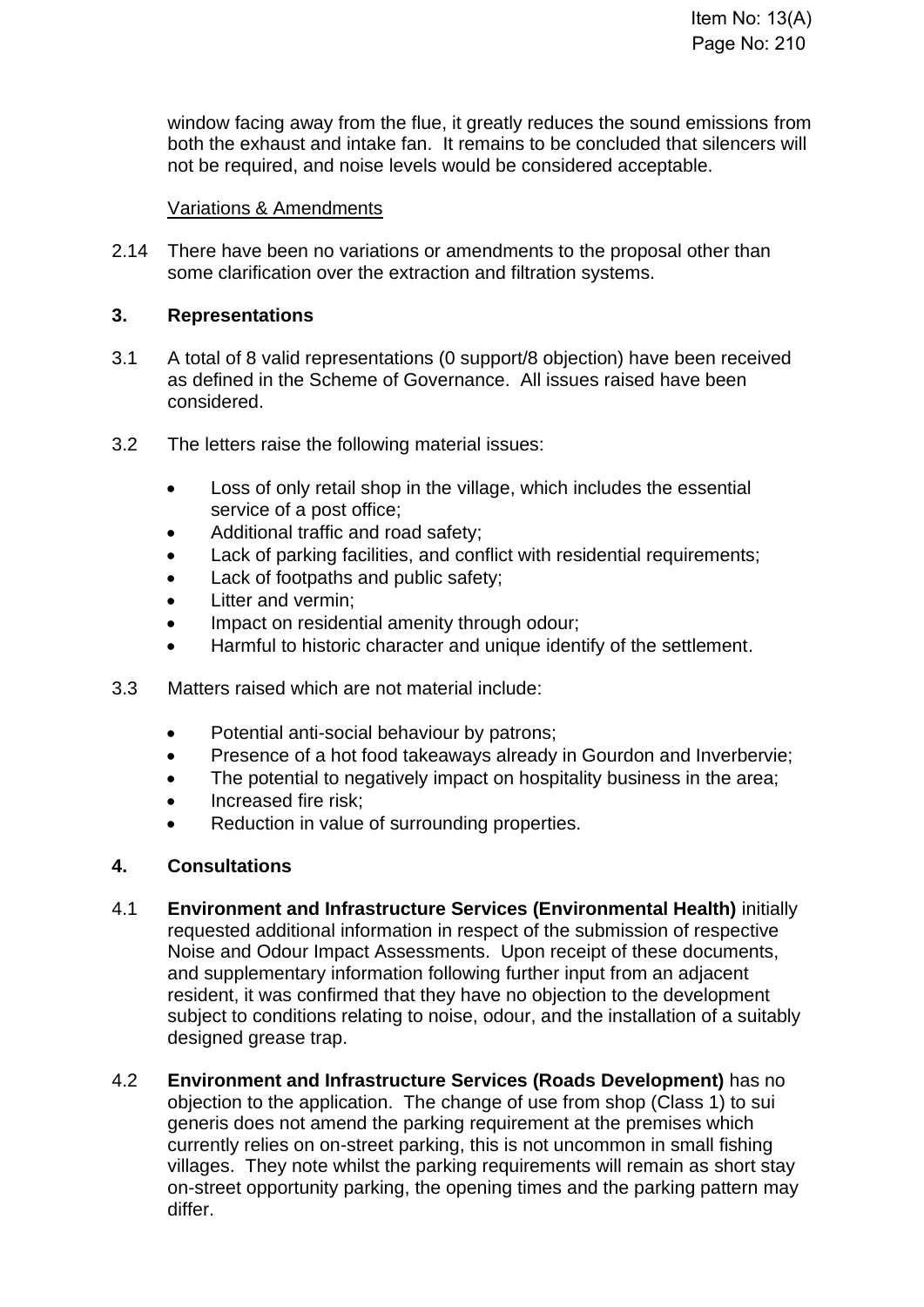window facing away from the flue, it greatly reduces the sound emissions from both the exhaust and intake fan. It remains to be concluded that silencers will not be required, and noise levels would be considered acceptable.

Variations & Amendments

2.14 There have been no variations or amendments to the proposal other than some clarification over the extraction and filtration systems.

## 3. Representations

3.1 A total of 8 valid representations (0 support/8 objection) have been received as defined in the Scheme of Governance. All issues raised have been considered.

3.2 The letters raise the following material issues:

- Loss of only retail shop in the village, which includes the essential service of a post office;
- Additional traffic and road safety;
- Lack of parking facilities, and conflict with residential requirements;
- Lack of footpaths and public safety;
- Litter and vermin;
- Impact on residential amenity through odour;
- Harmful to historic character and unique identify of the settlement.

3.3 Matters raised which are not material include:

- Potential anti-social behaviour by patrons;
- Presence of a hot food takeaways already in Gourdon and Inverbervie;
- The potential to negatively impact on hospitality business in the area;
- Increased fire risk;
- Reduction in value of surrounding properties.

## 4. Consultations

4.1 **Environment and Infrastructure Services (Environmental Health)** initially requested additional information in respect of the submission of respective Noise and Odour Impact Assessments. Upon receipt of these documents, and supplementary information following further input from an adjacent resident, it was confirmed that they have no objection to the development subject to conditions relating to noise, odour, and the installation of a suitably designed grease trap.

4.2 **Environment and Infrastructure Services (Roads Development)** has no objection to the application. The change of use from shop (Class 1) to sui generis does not amend the parking requirement at the premises which currently relies on on-street parking, this is not uncommon in small fishing villages. They note whilst the parking requirements will remain as short stay on-street opportunity parking, the opening times and the parking pattern may differ.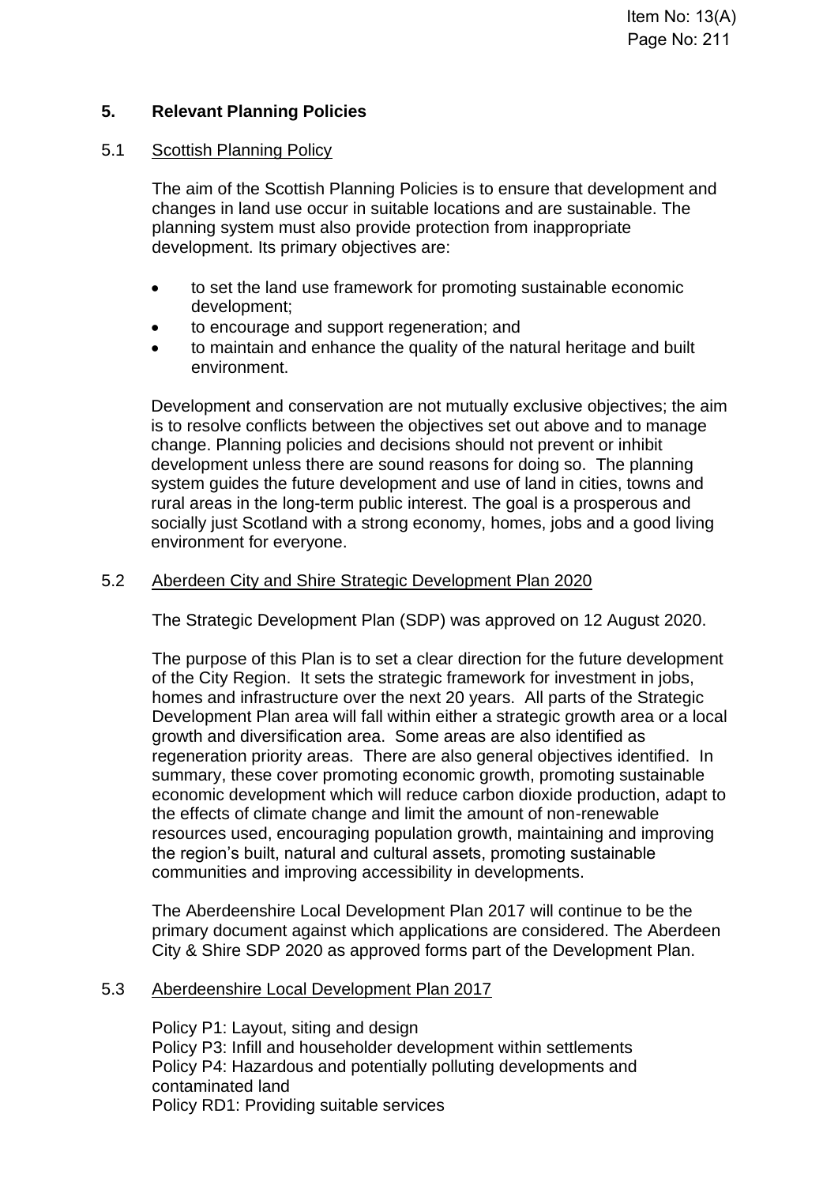## 5. Relevant Planning Policies

### 5.1 Scottish Planning Policy

The aim of the Scottish Planning Policies is to ensure that development and changes in land use occur in suitable locations and are sustainable. The planning system must also provide protection from inappropriate development. Its primary objectives are:

- to set the land use framework for promoting sustainable economic development;
- to encourage and support regeneration; and
- to maintain and enhance the quality of the natural heritage and built environment.

Development and conservation are not mutually exclusive objectives; the aim is to resolve conflicts between the objectives set out above and to manage change. Planning policies and decisions should not prevent or inhibit development unless there are sound reasons for doing so. The planning system guides the future development and use of land in cities, towns and rural areas in the long-term public interest. The goal is a prosperous and socially just Scotland with a strong economy, homes, jobs and a good living environment for everyone.

### 5.2 Aberdeen City and Shire Strategic Development Plan 2020

The Strategic Development Plan (SDP) was approved on 12 August 2020.

The purpose of this Plan is to set a clear direction for the future development of the City Region. It sets the strategic framework for investment in jobs, homes and infrastructure over the next 20 years. All parts of the Strategic Development Plan area will fall within either a strategic growth area or a local growth and diversification area. Some areas are also identified as regeneration priority areas. There are also general objectives identified. In summary, these cover promoting economic growth, promoting sustainable economic development which will reduce carbon dioxide production, adapt to the effects of climate change and limit the amount of non-renewable resources used, encouraging population growth, maintaining and improving the region's built, natural and cultural assets, promoting sustainable communities and improving accessibility in developments.

The Aberdeenshire Local Development Plan 2017 will continue to be the primary document against which applications are considered. The Aberdeen City & Shire SDP 2020 as approved forms part of the Development Plan.

### 5.3 Aberdeenshire Local Development Plan 2017

Policy P1: Layout, siting and design
Policy P3: Infill and householder development within settlements
Policy P4: Hazardous and potentially polluting developments and contaminated land
Policy RD1: Providing suitable services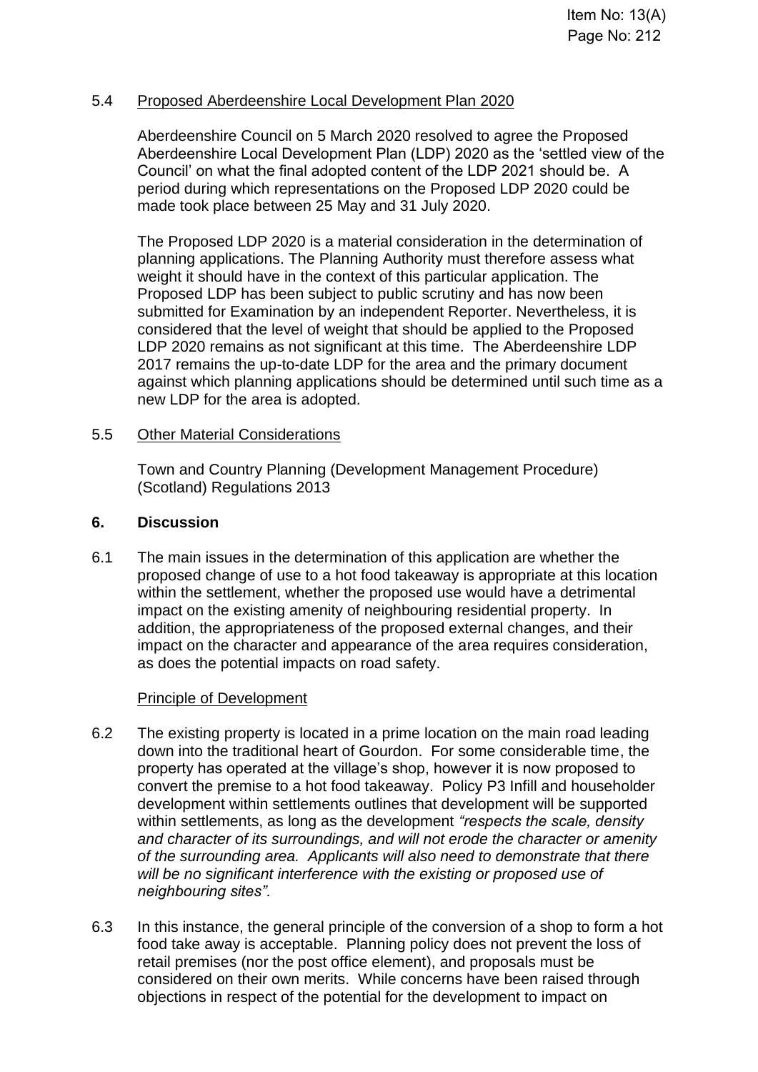### 5.4 Proposed Aberdeenshire Local Development Plan 2020

Aberdeenshire Council on 5 March 2020 resolved to agree the Proposed Aberdeenshire Local Development Plan (LDP) 2020 as the 'settled view of the Council' on what the final adopted content of the LDP 2021 should be. A period during which representations on the Proposed LDP 2020 could be made took place between 25 May and 31 July 2020.

The Proposed LDP 2020 is a material consideration in the determination of planning applications. The Planning Authority must therefore assess what weight it should have in the context of this particular application. The Proposed LDP has been subject to public scrutiny and has now been submitted for Examination by an independent Reporter. Nevertheless, it is considered that the level of weight that should be applied to the Proposed LDP 2020 remains as not significant at this time. The Aberdeenshire LDP 2017 remains the up-to-date LDP for the area and the primary document against which planning applications should be determined until such time as a new LDP for the area is adopted.

### 5.5 Other Material Considerations

Town and Country Planning (Development Management Procedure) (Scotland) Regulations 2013

## 6. Discussion

6.1 The main issues in the determination of this application are whether the proposed change of use to a hot food takeaway is appropriate at this location within the settlement, whether the proposed use would have a detrimental impact on the existing amenity of neighbouring residential property. In addition, the appropriateness of the proposed external changes, and their impact on the character and appearance of the area requires consideration, as does the potential impacts on road safety.

### Principle of Development

6.2 The existing property is located in a prime location on the main road leading down into the traditional heart of Gourdon. For some considerable time, the property has operated at the village's shop, however it is now proposed to convert the premise to a hot food takeaway. Policy P3 Infill and householder development within settlements outlines that development will be supported within settlements, as long as the development *"respects the scale, density and character of its surroundings, and will not erode the character or amenity of the surrounding area. Applicants will also need to demonstrate that there will be no significant interference with the existing or proposed use of neighbouring sites".*

6.3 In this instance, the general principle of the conversion of a shop to form a hot food take away is acceptable. Planning policy does not prevent the loss of retail premises (nor the post office element), and proposals must be considered on their own merits. While concerns have been raised through objections in respect of the potential for the development to impact on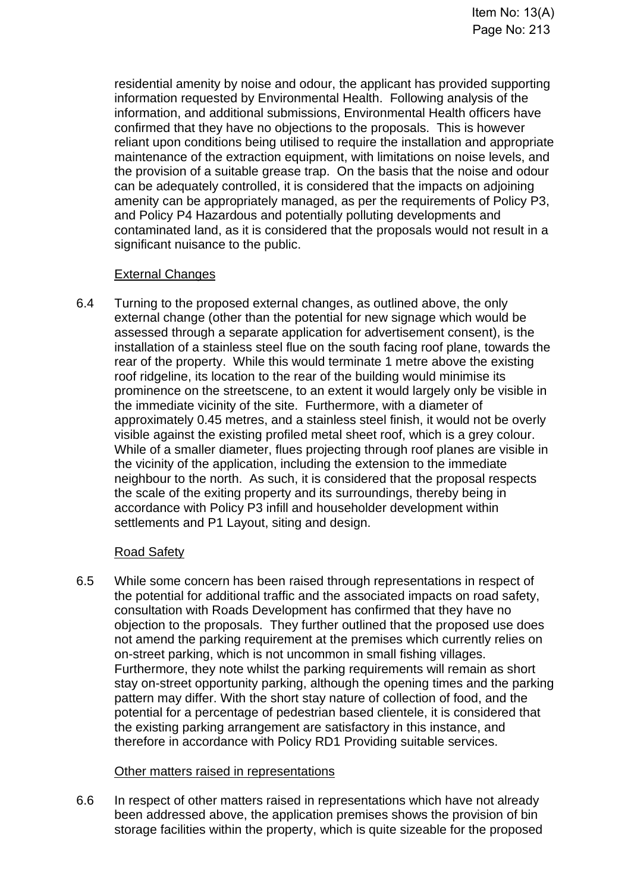residential amenity by noise and odour, the applicant has provided supporting information requested by Environmental Health. Following analysis of the information, and additional submissions, Environmental Health officers have confirmed that they have no objections to the proposals. This is however reliant upon conditions being utilised to require the installation and appropriate maintenance of the extraction equipment, with limitations on noise levels, and the provision of a suitable grease trap. On the basis that the noise and odour can be adequately controlled, it is considered that the impacts on adjoining amenity can be appropriately managed, as per the requirements of Policy P3, and Policy P4 Hazardous and potentially polluting developments and contaminated land, as it is considered that the proposals would not result in a significant nuisance to the public.

<u>External Changes</u>

6.4 Turning to the proposed external changes, as outlined above, the only external change (other than the potential for new signage which would be assessed through a separate application for advertisement consent), is the installation of a stainless steel flue on the south facing roof plane, towards the rear of the property. While this would terminate 1 metre above the existing roof ridgeline, its location to the rear of the building would minimise its prominence on the streetscene, to an extent it would largely only be visible in the immediate vicinity of the site. Furthermore, with a diameter of approximately 0.45 metres, and a stainless steel finish, it would not be overly visible against the existing profiled metal sheet roof, which is a grey colour. While of a smaller diameter, flues projecting through roof planes are visible in the vicinity of the application, including the extension to the immediate neighbour to the north. As such, it is considered that the proposal respects the scale of the exiting property and its surroundings, thereby being in accordance with Policy P3 infill and householder development within settlements and P1 Layout, siting and design.

<u>Road Safety</u>

6.5 While some concern has been raised through representations in respect of the potential for additional traffic and the associated impacts on road safety, consultation with Roads Development has confirmed that they have no objection to the proposals. They further outlined that the proposed use does not amend the parking requirement at the premises which currently relies on on-street parking, which is not uncommon in small fishing villages. Furthermore, they note whilst the parking requirements will remain as short stay on-street opportunity parking, although the opening times and the parking pattern may differ. With the short stay nature of collection of food, and the potential for a percentage of pedestrian based clientele, it is considered that the existing parking arrangement are satisfactory in this instance, and therefore in accordance with Policy RD1 Providing suitable services.

<u>Other matters raised in representations</u>

6.6 In respect of other matters raised in representations which have not already been addressed above, the application premises shows the provision of bin storage facilities within the property, which is quite sizeable for the proposed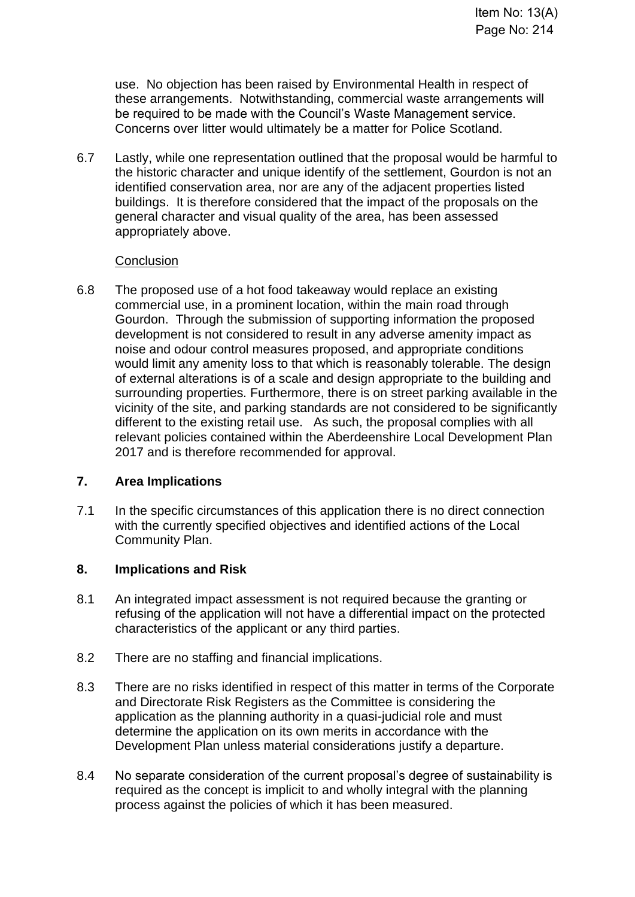use. No objection has been raised by Environmental Health in respect of these arrangements. Notwithstanding, commercial waste arrangements will be required to be made with the Council's Waste Management service. Concerns over litter would ultimately be a matter for Police Scotland.

6.7 Lastly, while one representation outlined that the proposal would be harmful to the historic character and unique identify of the settlement, Gourdon is not an identified conservation area, nor are any of the adjacent properties listed buildings. It is therefore considered that the impact of the proposals on the general character and visual quality of the area, has been assessed appropriately above.

Conclusion

6.8 The proposed use of a hot food takeaway would replace an existing commercial use, in a prominent location, within the main road through Gourdon. Through the submission of supporting information the proposed development is not considered to result in any adverse amenity impact as noise and odour control measures proposed, and appropriate conditions would limit any amenity loss to that which is reasonably tolerable. The design of external alterations is of a scale and design appropriate to the building and surrounding properties. Furthermore, there is on street parking available in the vicinity of the site, and parking standards are not considered to be significantly different to the existing retail use. As such, the proposal complies with all relevant policies contained within the Aberdeenshire Local Development Plan 2017 and is therefore recommended for approval.

## 7. Area Implications

7.1 In the specific circumstances of this application there is no direct connection with the currently specified objectives and identified actions of the Local Community Plan.

## 8. Implications and Risk

8.1 An integrated impact assessment is not required because the granting or refusing of the application will not have a differential impact on the protected characteristics of the applicant or any third parties.

8.2 There are no staffing and financial implications.

8.3 There are no risks identified in respect of this matter in terms of the Corporate and Directorate Risk Registers as the Committee is considering the application as the planning authority in a quasi-judicial role and must determine the application on its own merits in accordance with the Development Plan unless material considerations justify a departure.

8.4 No separate consideration of the current proposal's degree of sustainability is required as the concept is implicit to and wholly integral with the planning process against the policies of which it has been measured.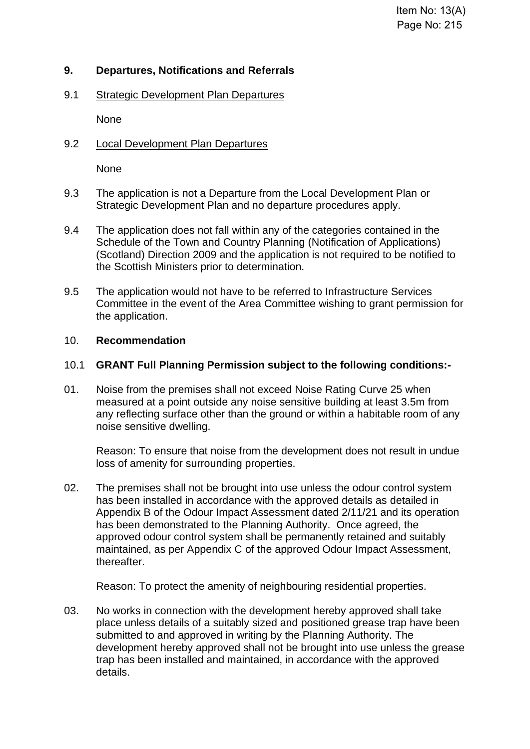## 9. Departures, Notifications and Referrals

9.1 Strategic Development Plan Departures

None

9.2 Local Development Plan Departures

None

9.3 The application is not a Departure from the Local Development Plan or Strategic Development Plan and no departure procedures apply.

9.4 The application does not fall within any of the categories contained in the Schedule of the Town and Country Planning (Notification of Applications) (Scotland) Direction 2009 and the application is not required to be notified to the Scottish Ministers prior to determination.

9.5 The application would not have to be referred to Infrastructure Services Committee in the event of the Area Committee wishing to grant permission for the application.

## 10. Recommendation

10.1 **GRANT Full Planning Permission subject to the following conditions:-**

01. Noise from the premises shall not exceed Noise Rating Curve 25 when measured at a point outside any noise sensitive building at least 3.5m from any reflecting surface other than the ground or within a habitable room of any noise sensitive dwelling.

Reason: To ensure that noise from the development does not result in undue loss of amenity for surrounding properties.

02. The premises shall not be brought into use unless the odour control system has been installed in accordance with the approved details as detailed in Appendix B of the Odour Impact Assessment dated 2/11/21 and its operation has been demonstrated to the Planning Authority. Once agreed, the approved odour control system shall be permanently retained and suitably maintained, as per Appendix C of the approved Odour Impact Assessment, thereafter.

Reason: To protect the amenity of neighbouring residential properties.

03. No works in connection with the development hereby approved shall take place unless details of a suitably sized and positioned grease trap have been submitted to and approved in writing by the Planning Authority. The development hereby approved shall not be brought into use unless the grease trap has been installed and maintained, in accordance with the approved details.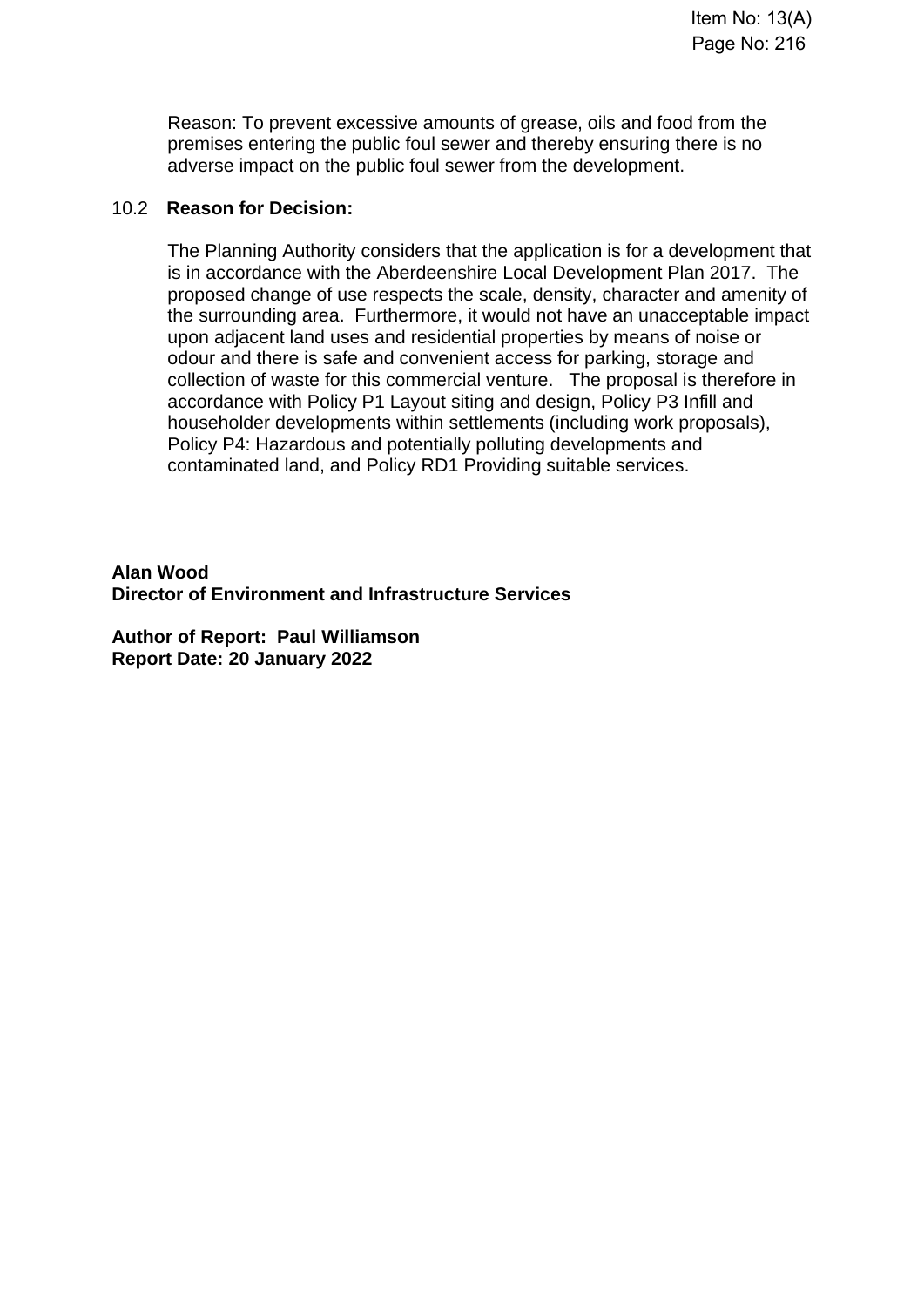Reason: To prevent excessive amounts of grease, oils and food from the premises entering the public foul sewer and thereby ensuring there is no adverse impact on the public foul sewer from the development.

10.2 **Reason for Decision:**

The Planning Authority considers that the application is for a development that is in accordance with the Aberdeenshire Local Development Plan 2017. The proposed change of use respects the scale, density, character and amenity of the surrounding area. Furthermore, it would not have an unacceptable impact upon adjacent land uses and residential properties by means of noise or odour and there is safe and convenient access for parking, storage and collection of waste for this commercial venture. The proposal is therefore in accordance with Policy P1 Layout siting and design, Policy P3 Infill and householder developments within settlements (including work proposals), Policy P4: Hazardous and potentially polluting developments and contaminated land, and Policy RD1 Providing suitable services.

**Alan Wood**
**Director of Environment and Infrastructure Services**

**Author of Report: Paul Williamson**
**Report Date: 20 January 2022**